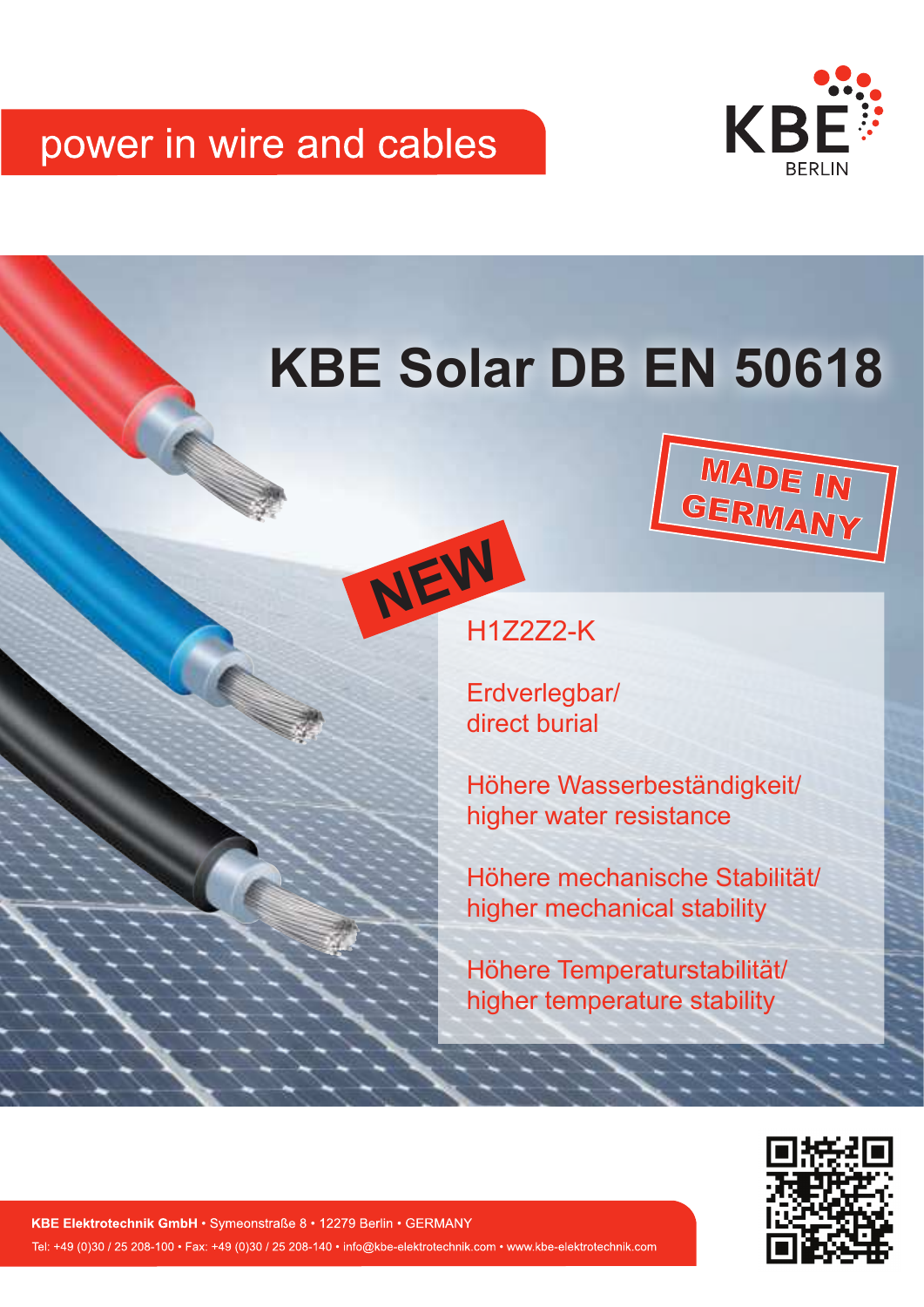power in wire and cables

KBE BERLIN

# KBE Solar DB EN 50618

MADE IN GERMANY

NEW

H1Z2Z2-K

Erdverlegbar/
direct burial

Höhere Wasserbeständigkeit/
higher water resistance

Höhere mechanische Stabilität/
higher mechanical stability

Höhere Temperaturstabilität/
higher temperature stability

**KBE Elektrotechnik GmbH** • Symeonstraße 8 • 12279 Berlin • GERMANY

Tel: +49 (0)30 / 25 208-100 • Fax: +49 (0)30 / 25 208-140 • info@kbe-elektrotechnik.com • www.kbe-elektrotechnik.com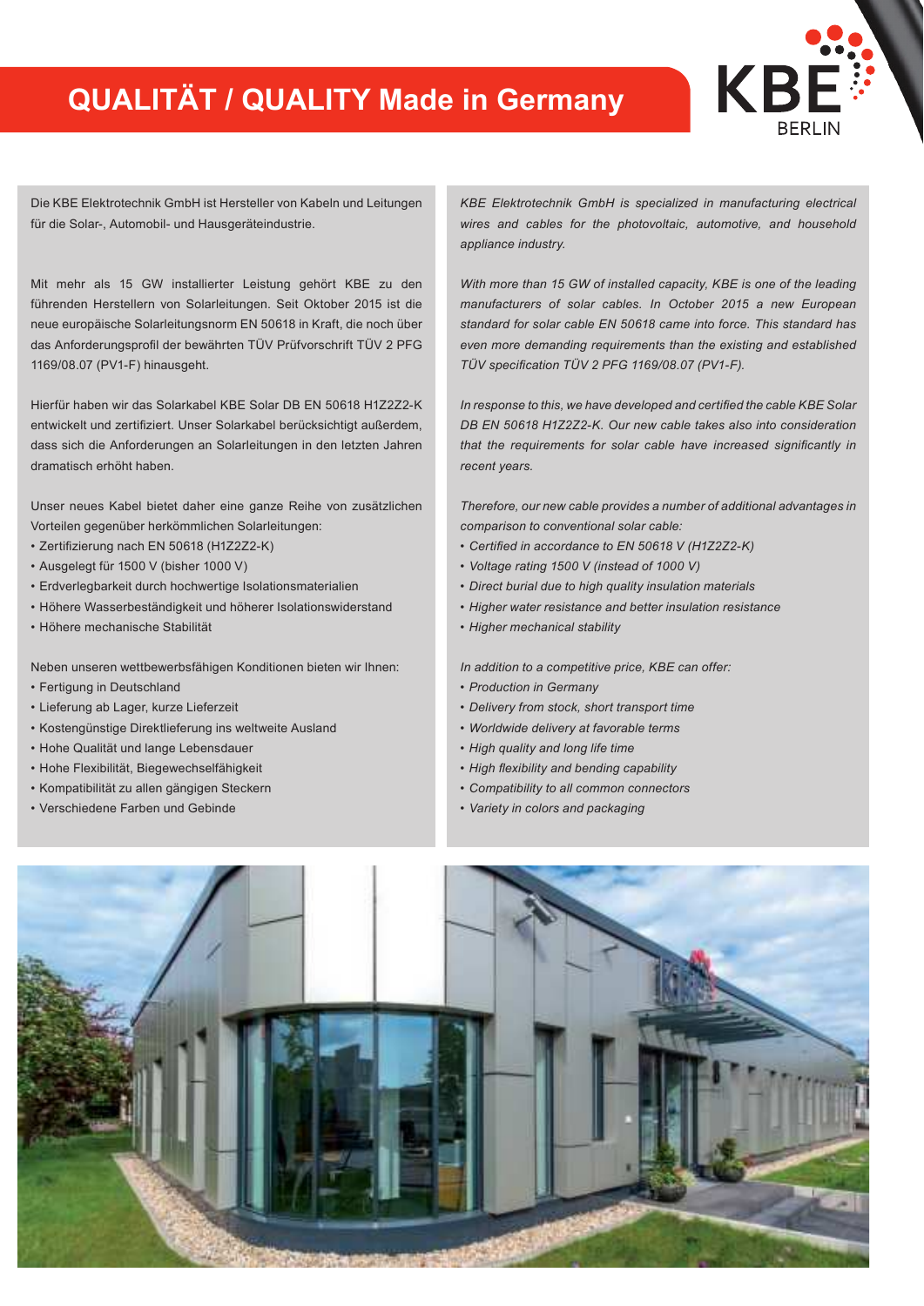# QUALITÄT / QUALITY Made in Germany

Die KBE Elektrotechnik GmbH ist Hersteller von Kabeln und Leitungen für die Solar-, Automobil- und Hausgeräteindustrie.

Mit mehr als 15 GW installierter Leistung gehört KBE zu den führenden Herstellern von Solarleitungen. Seit Oktober 2015 ist die neue europäische Solarleitungsnorm EN 50618 in Kraft, die noch über das Anforderungsprofil der bewährten TÜV Prüfvorschrift TÜV 2 PFG 1169/08.07 (PV1-F) hinausgeht.

Hierfür haben wir das Solarkabel KBE Solar DB EN 50618 H1Z2Z2-K entwickelt und zertifiziert. Unser Solarkabel berücksichtigt außerdem, dass sich die Anforderungen an Solarleitungen in den letzten Jahren dramatisch erhöht haben.

Unser neues Kabel bietet daher eine ganze Reihe von zusätzlichen Vorteilen gegenüber herkömmlichen Solarleitungen:

- Zertifizierung nach EN 50618 (H1Z2Z2-K)
- Ausgelegt für 1500 V (bisher 1000 V)
- Erdverlegbarkeit durch hochwertige Isolationsmaterialien
- Höhere Wasserbeständigkeit und höherer Isolationswiderstand
- Höhere mechanische Stabilität

Neben unseren wettbewerbsfähigen Konditionen bieten wir Ihnen:

- Fertigung in Deutschland
- Lieferung ab Lager, kurze Lieferzeit
- Kostengünstige Direktlieferung ins weltweite Ausland
- Hohe Qualität und lange Lebensdauer
- Hohe Flexibilität, Biegewechselfähigkeit
- Kompatibilität zu allen gängigen Steckern
- Verschiedene Farben und Gebinde

*KBE Elektrotechnik GmbH is specialized in manufacturing electrical wires and cables for the photovoltaic, automotive, and household appliance industry.*

*With more than 15 GW of installed capacity, KBE is one of the leading manufacturers of solar cables. In October 2015 a new European standard for solar cable EN 50618 came into force. This standard has even more demanding requirements than the existing and established TÜV specification TÜV 2 PFG 1169/08.07 (PV1-F).*

*In response to this, we have developed and certified the cable KBE Solar DB EN 50618 H1Z2Z2-K. Our new cable takes also into consideration that the requirements for solar cable have increased significantly in recent years.*

*Therefore, our new cable provides a number of additional advantages in comparison to conventional solar cable:*

- *Certified in accordance to EN 50618 V (H1Z2Z2-K)*
- *Voltage rating 1500 V (instead of 1000 V)*
- *Direct burial due to high quality insulation materials*
- *Higher water resistance and better insulation resistance*
- *Higher mechanical stability*

*In addition to a competitive price, KBE can offer:*

- *Production in Germany*
- *Delivery from stock, short transport time*
- *Worldwide delivery at favorable terms*
- *High quality and long life time*
- *High flexibility and bending capability*
- *Compatibility to all common connectors*
- *Variety in colors and packaging*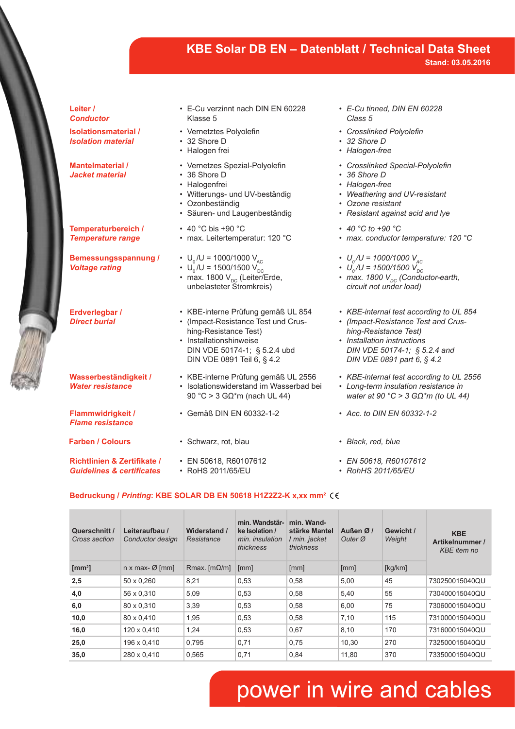# KBE Solar DB EN – Datenblatt / Technical Data Sheet

**Stand: 03.05.2016**

| | | |
|---|---|---|
| **Leiter /** ***Conductor*** | • E-Cu verzinnt nach DIN EN 60228 Klasse 5 | • *E-Cu tinned, DIN EN 60228 Class 5* |
| **Isolationsmaterial /** ***Isolation material*** | • Vernetztes Polyolefin<br>• 32 Shore D<br>• Halogen frei | • *Crosslinked Polyolefin*<br>• *32 Shore D*<br>• *Halogen-free* |
| **Mantelmaterial /** ***Jacket material*** | • Vernetzes Spezial-Polyolefin<br>• 36 Shore D<br>• Halogenfrei<br>• Witterungs- und UV-beständig<br>• Ozonbeständig<br>• Säuren- und Laugenbeständig | • *Crosslinked Special-Polyolefin*<br>• *36 Shore D*<br>• *Halogen-free*<br>• *Weathering and UV-resistant*<br>• *Ozone resistant*<br>• *Resistant against acid and lye* |
| **Temperaturbereich /** ***Temperature range*** | • 40 °C bis +90 °C<br>• max. Leitertemperatur: 120 °C | • *40 °C to +90 °C*<br>• *max. conductor temperature: 120 °C* |
| **Bemessungsspannung /** ***Voltage rating*** | • $U_0$/U = 1000/1000 $V_{AC}$<br>• $U_0$/U = 1500/1500 $V_{DC}$<br>• max. 1800 $V_{DC}$ (Leiter/Erde, unbelasteter Stromkreis) | • *$U_0$/U = 1000/1000 $V_{AC}$*<br>• *$U_0$/U = 1500/1500 $V_{DC}$*<br>• *max. 1800 $V_{DC}$ (Conductor-earth, circuit not under load)* |
| **Erdverlegbar /** ***Direct burial*** | • KBE-interne Prüfung gemäß UL 854<br>• (Impact-Resistance Test und Crushing-Resistance Test)<br>• Installationshinweise DIN VDE 50174-1; § 5.2.4 ubd DIN VDE 0891 Teil 6, § 4.2 | • *KBE-internal test according to UL 854*<br>• *(Impact-Resistance Test and Crushing-Resistance Test)*<br>• *Installation instructions DIN VDE 50174-1; § 5.2.4 and DIN VDE 0891 part 6, § 4.2* |
| **Wasserbeständigkeit /** ***Water resistance*** | • KBE-interne Prüfung gemäß UL 2556<br>• Isolationswiderstand im Wasserbad bei 90 °C > 3 GΩ*m (nach UL 44) | • *KBE-internal test according to UL 2556*<br>• *Long-term insulation resistance in water at 90 °C > 3 GΩ*m (to UL 44)* |
| **Flammwidrigkeit /** ***Flame resistance*** | • Gemäß DIN EN 60332-1-2 | • *Acc. to DIN EN 60332-1-2* |
| **Farben / Colours** | • Schwarz, rot, blau | • *Black, red, blue* |
| **Richtlinien & Zertifikate /** ***Guidelines & certificates*** | • EN 50618, R60107612<br>• RoHS 2011/65/EU | • *EN 50618, R60107612*<br>• *RohHS 2011/65/EU* |

**Bedruckung / *Printing*: KBE SOLAR DB EN 50618 H1Z2Z2-K x,xx mm² CE**

| Querschnitt / *Cross section* | Leiteraufbau / *Conductor design* | Widerstand / *Resistance* | min. Wandstärke Isolation / *min. insulation thickness* | min. Wandstärke Mantel / *min. jacket thickness* | Außen Ø / *Outer Ø* | Gewicht / *Weight* | KBE Artikelnummer / *KBE item no* |
|---|---|---|---|---|---|---|---|
| [mm²] | n x max- Ø [mm] | Rmax. [mΩ/m] | [mm] | [mm] | [mm] | [kg/km] | |
| **2,5** | 50 x 0,260 | 8,21 | 0,53 | 0,58 | 5,00 | 45 | 730250015040QU |
| **4,0** | 56 x 0,310 | 5,09 | 0,53 | 0,58 | 5,40 | 55 | 730400015040QU |
| **6,0** | 80 x 0,310 | 3,39 | 0,53 | 0,58 | 6,00 | 75 | 730600015040QU |
| **10,0** | 80 x 0,410 | 1,95 | 0,53 | 0,58 | 7,10 | 115 | 731000015040QU |
| **16,0** | 120 x 0,410 | 1,24 | 0,53 | 0,67 | 8,10 | 170 | 731600015040QU |
| **25,0** | 196 x 0,410 | 0,795 | 0,71 | 0,75 | 10,30 | 270 | 732500015040QU |
| **35,0** | 280 x 0,410 | 0,565 | 0,71 | 0,84 | 11,80 | 370 | 733500015040QU |

power in wire and cables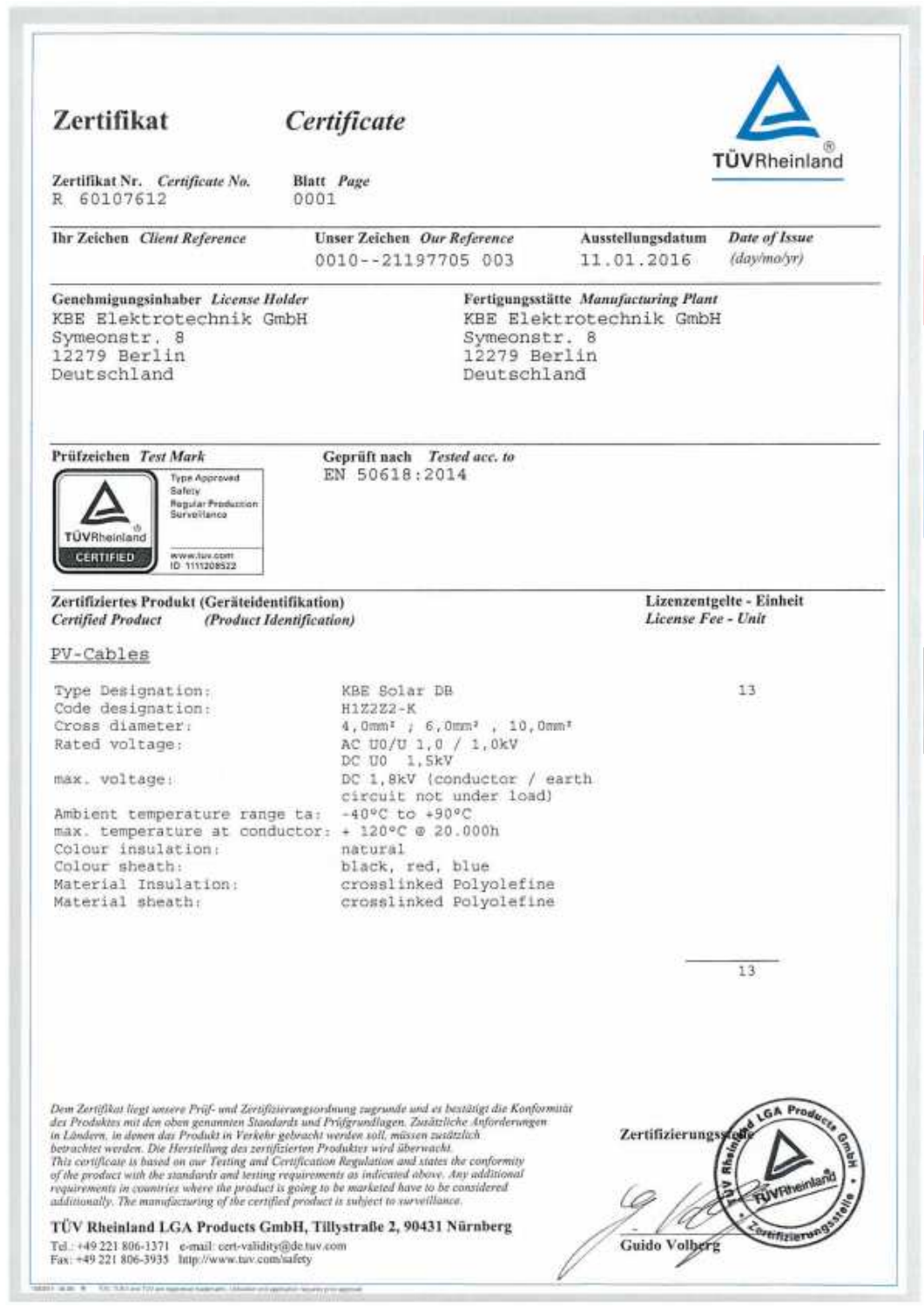# Zertifikat *Certificate*

**Zertifikat Nr.** *Certificate No.*
R 60107612

**Blatt** *Page*
0001

TÜVRheinland®

| **Ihr Zeichen** *Client Reference* | **Unser Zeichen** *Our Reference* | **Ausstellungsdatum** *Date of Issue* *(day/mo/yr)* |
|---|---|---|
| | 0010--21197705 003 | 11.01.2016 |

**Genehmigungsinhaber** *License Holder*
KBE Elektrotechnik GmbH
Symeonstr. 8
12279 Berlin
Deutschland

**Fertigungsstätte** *Manufacturing Plant*
KBE Elektrotechnik GmbH
Symeonstr. 8
12279 Berlin
Deutschland

**Prüfzeichen** *Test Mark*

TÜVRheinland CERTIFIED
Type Approved
Safety
Regular Production Surveillance
www.tuv.com
ID 1111208522

**Geprüft nach** *Tested acc. to*
EN 50618:2014

**Zertifiziertes Produkt (Geräteidentifikation)**
*Certified Product* *(Product Identification)*

**Lizenzentgelte - Einheit**
*License Fee - Unit*

PV-Cables

| | | |
|---|---|---|
| Type Designation: | KBE Solar DB | 13 |
| Code designation: | H1Z2Z2-K | |
| Cross diameter: | 4,0mm² ; 6,0mm² , 10,0mm² | |
| Rated voltage: | AC U0/U 1,0 / 1,0kV<br>DC U0 1,5kV | |
| max. voltage: | DC 1,8kV (conductor / earth circuit not under load) | |
| Ambient temperature range ta: | -40°C to +90°C | |
| max. temperature at conductor: | + 120°C @ 20.000h | |
| Colour insulation: | natural | |
| Colour sheath: | black, red, blue | |
| Material Insulation: | crosslinked Polyolefine | |
| Material sheath: | crosslinked Polyolefine | |

13

*Dem Zertifikat liegt unsere Prüf- und Zertifizierungsordnung zugrunde und es bestätigt die Konformität des Produktes mit den oben genannten Standards und Prüfgrundlagen. Zusätzliche Anforderungen in Ländern, in denen das Produkt in Verkehr gebracht werden soll, müssen zusätzlich betrachtet werden. Die Herstellung des zertifizierten Produktes wird überwacht.*
*This certificate is based on our Testing and Certification Regulation and states the conformity of the product with the standards and testing requirements as indicated above. Any additional requirements in countries where the product is going to be marketed have to be considered additionally. The manufacturing of the certified product is subject to surveillance.*

**TÜV Rheinland LGA Products GmbH, Tillystraße 2, 90431 Nürnberg**
Tel.: +49 221 806-1371 e-mail: cert-validity@de.tuv.com
Fax: +49 221 806-3935 http://www.tuv.com/safety

**Zertifizierungsstelle**

Guido Volberg

TÜV Rheinland LGA Products GmbH – Zertifizierungsstelle